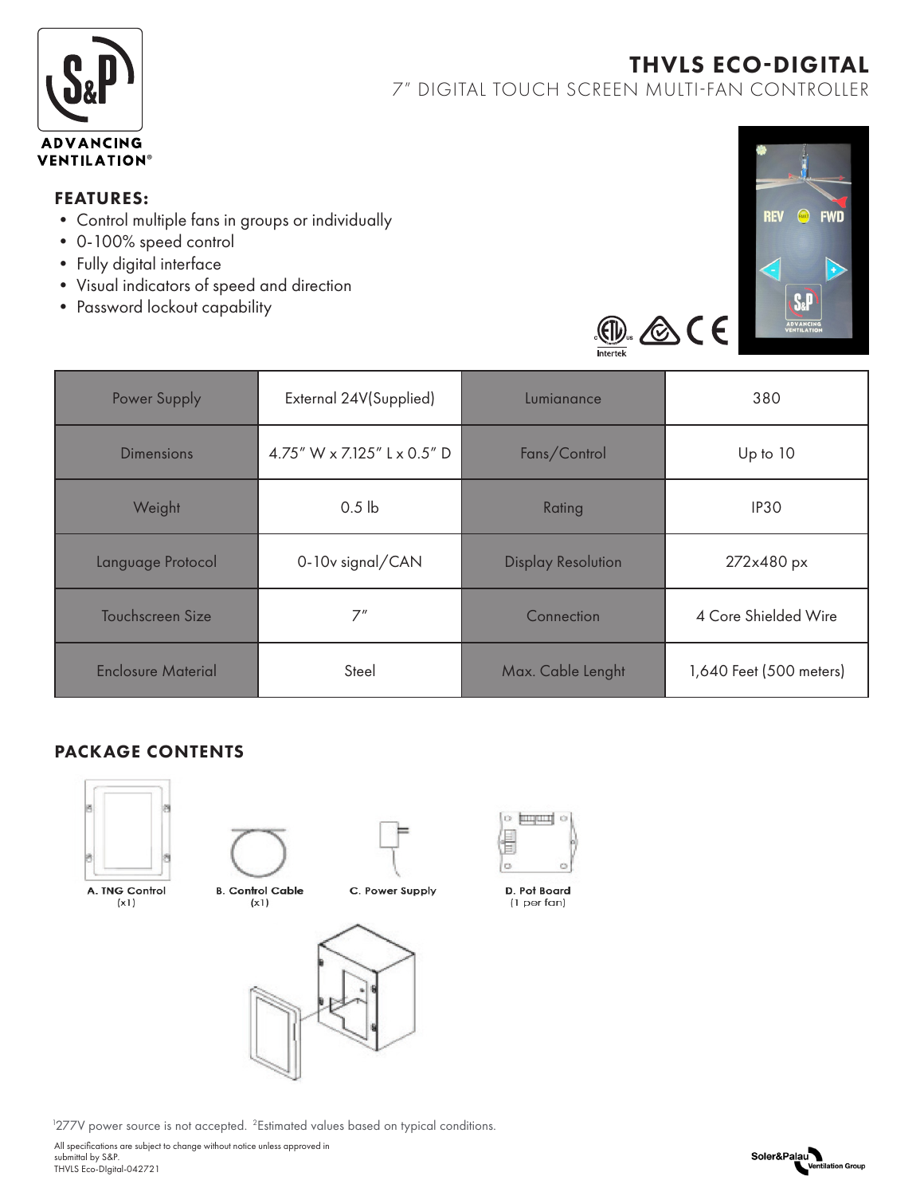# THVLS ECO-DIGITAL

## 7" DIGITAL TOUCH SCREEN MULTI-FAN CONTROLLER

### FEATURES:

- Control multiple fans in groups or individually
- 0-100% speed control
- Fully digital interface
- Visual indicators of speed and direction
- Password lockout capability

| Power Supply | External 24V(Supplied) | Lumianance | 380 |
|---|---|---|---|
| Dimensions | 4.75" W x 7.125" L x 0.5" D | Fans/Control | Up to 10 |
| Weight | 0.5 lb | Rating | IP30 |
| Language Protocol | 0-10v signal/CAN | Display Resolution | 272x480 px |
| Touchscreen Size | 7" | Connection | 4 Core Shielded Wire |
| Enclosure Material | Steel | Max. Cable Lenght | 1,640 Feet (500 meters) |

### PACKAGE CONTENTS

A. TNG Control (x1)

B. Control Cable (x1)

C. Power Supply

D. Pot Board (1 per fan)

[1]277V power source is not accepted. [2]Estimated values based on typical conditions.

All specifications are subject to change without notice unless approved in submittal by S&P.
THVLS Eco-DIgital-042721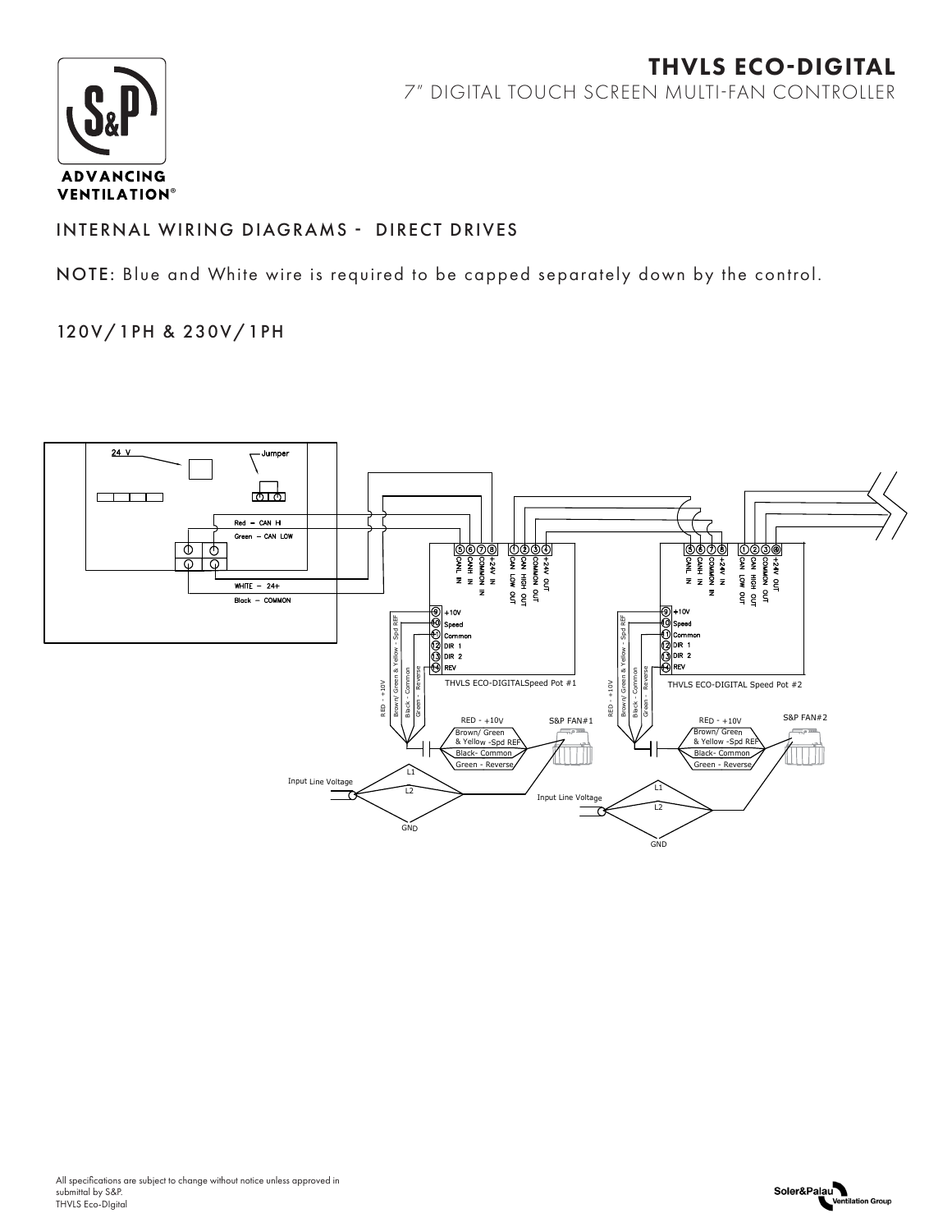# THVLS ECO-DIGITAL

7" DIGITAL TOUCH SCREEN MULTI-FAN CONTROLLER

## INTERNAL WIRING DIAGRAMS - DIRECT DRIVES

**NOTE:** Blue and White wire is required to be capped separately down by the control.

### 120V/1PH & 230V/1PH

24 V

Jumper

Red – CAN HI

Green – CAN LOW

WHITE – 24+

Black – COMMON

5 CANL IN
6 CANH IN
7 COMMON IN
8 +24V IN
1 CAN LOW OUT
2 CAN HIGH OUT
3 COMMON OUT
4 +24V OUT

9 +10V
10 Speed
11 Common
12 DIR 1
13 DIR 2
14 REV

RED - +10V
Brown/ Green & Yellow - Spd REF
Black - Common
Green - Reverse

THVLS ECO-DIGITALSpeed Pot #1

S&P FAN#1

RED - +10V
Brown/ Green & Yellow -Spd REF
Black- Common
Green - Reverse

Input Line Voltage
L1
L2
GND

5 CANL IN
6 CANH IN
7 COMMON IN
8 +24V IN
1 CAN LOW OUT
2 CAN HIGH OUT
3 COMMON OUT
8 +24V OUT

9 +10V
10 Speed
11 Common
12 DIR 1
13 DIR 2
14 REV

RED - +10V
Brown/ Green & Yellow - Spd REF
Black - Common
Green - Reverse

THVLS ECO-DIGITAL Speed Pot #2

S&P FAN#2

RED - +10V
Brown/ Green & Yellow -Spd REF
Black- Common
Green - Reverse

Input Line Voltage
L1
L2
GND

All specifications are subject to change without notice unless approved in submittal by S&P.
THVLS Eco-DIgital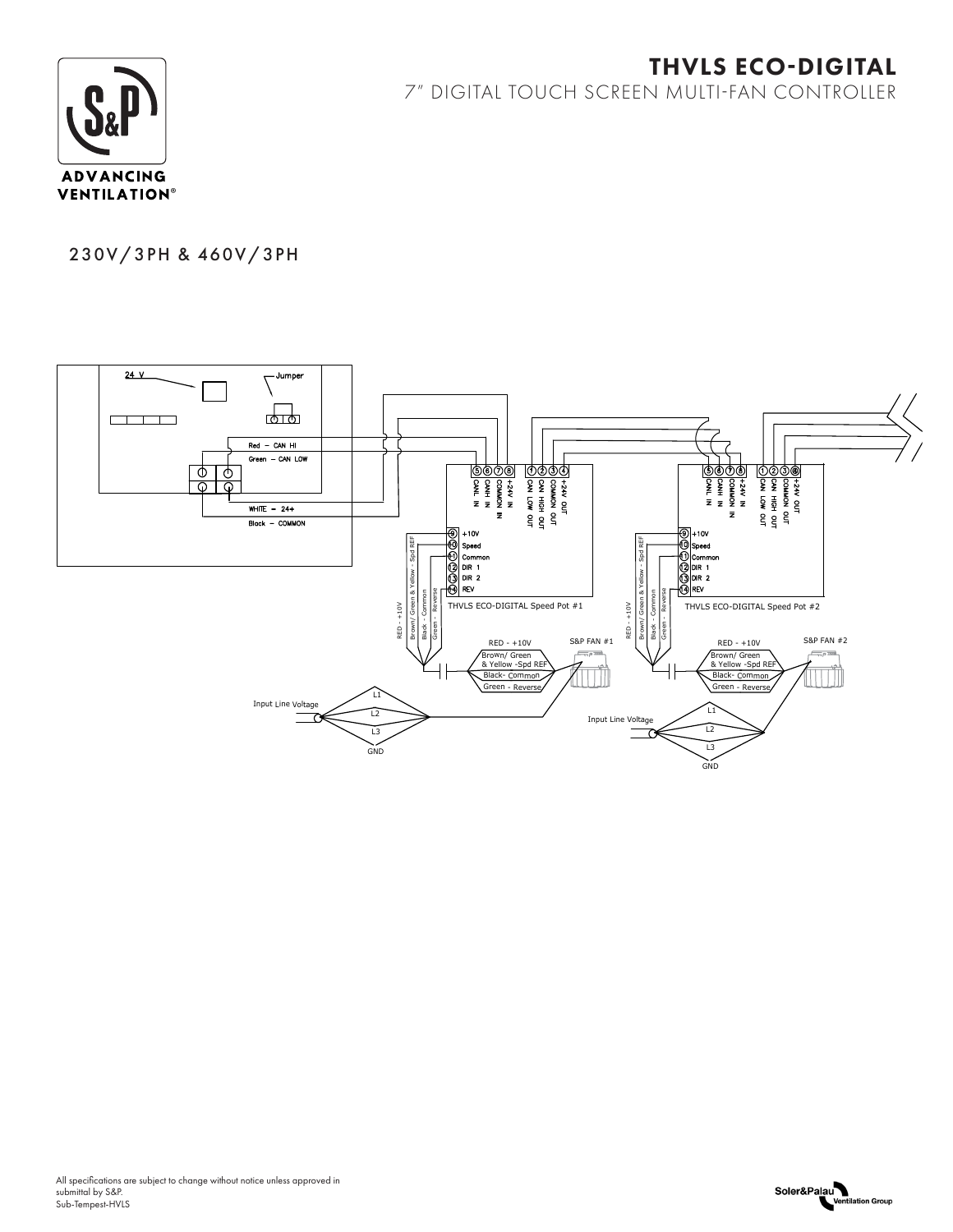# THVLS ECO-DIGITAL

7" DIGITAL TOUCH SCREEN MULTI-FAN CONTROLLER

## 230V/3PH & 460V/3PH

24 V

Jumper

Red – CAN HI

Green – CAN LOW

WHITE – 24+

Black – COMMON

5 CANL IN
6 CANH IN
7 COMMON IN
8 +24V IN
1 CAN LOW OUT
2 CAN HIGH OUT
3 COMMON OUT
4 +24V OUT

9 +10V
10 Speed
11 Common
12 DIR 1
13 DIR 2
14 REV

RED - +10V
Brown/ Green & Yellow - Spd REF
Black - Common
Green - Reverse

THVLS ECO-DIGITAL Speed Pot #1

RED - +10V
Brown/ Green & Yellow -Spd REF
Black- Common
Green - Reverse

S&P FAN #1

Input Line Voltage
L1
L2
L3
GND

THVLS ECO-DIGITAL Speed Pot #2

S&P FAN #2

All specifications are subject to change without notice unless approved in submittal by S&P.
Sub-Tempest-HVLS